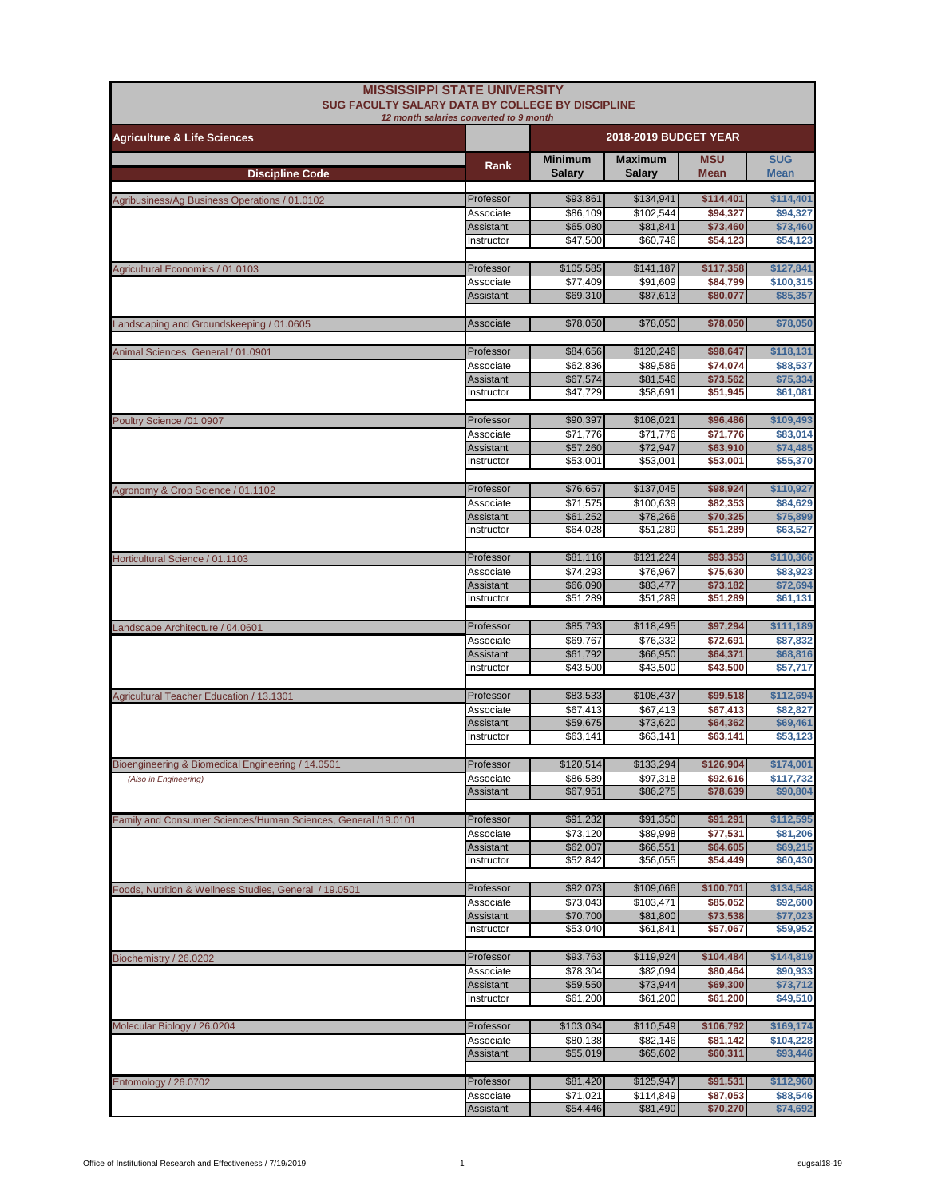# MISSISSIPPI STATE UNIVERSITY

## SUG FACULTY SALARY DATA BY COLLEGE BY DISCIPLINE

*12 month salaries converted to 9 month*

### Agriculture & Life Sciences

| Discipline Code | Rank | 2018-2019 BUDGET YEAR | | | |
|---|---|---|---|---|---|
| | | Minimum Salary | Maximum Salary | MSU Mean | SUG Mean |
| Agribusiness/Ag Business Operations / 01.0102 | Professor | $93,861 | $134,941 | $114,401 | $114,401 |
| | Associate | $86,109 | $102,544 | $94,327 | $94,327 |
| | Assistant | $65,080 | $81,841 | $73,460 | $73,460 |
| | Instructor | $47,500 | $60,746 | $54,123 | $54,123 |
| Agricultural Economics / 01.0103 | Professor | $105,585 | $141,187 | $117,358 | $127,841 |
| | Associate | $77,409 | $91,609 | $84,799 | $100,315 |
| | Assistant | $69,310 | $87,613 | $80,077 | $85,357 |
| Landscaping and Groundskeeping / 01.0605 | Associate | $78,050 | $78,050 | $78,050 | $78,050 |
| Animal Sciences, General / 01.0901 | Professor | $84,656 | $120,246 | $98,647 | $118,131 |
| | Associate | $62,836 | $89,586 | $74,074 | $88,537 |
| | Assistant | $67,574 | $81,546 | $73,562 | $75,334 |
| | Instructor | $47,729 | $58,691 | $51,945 | $61,081 |
| Poultry Science /01.0907 | Professor | $90,397 | $108,021 | $96,486 | $109,493 |
| | Associate | $71,776 | $71,776 | $71,776 | $83,014 |
| | Assistant | $57,260 | $72,947 | $63,910 | $74,485 |
| | Instructor | $53,001 | $53,001 | $53,001 | $55,370 |
| Agronomy & Crop Science / 01.1102 | Professor | $76,657 | $137,045 | $98,924 | $110,927 |
| | Associate | $71,575 | $100,639 | $82,353 | $84,629 |
| | Assistant | $61,252 | $78,266 | $70,325 | $75,899 |
| | Instructor | $64,028 | $51,289 | $51,289 | $63,527 |
| Horticultural Science / 01.1103 | Professor | $81,116 | $121,224 | $93,353 | $110,366 |
| | Associate | $74,293 | $76,967 | $75,630 | $83,923 |
| | Assistant | $66,090 | $83,477 | $73,182 | $72,694 |
| | Instructor | $51,289 | $51,289 | $51,289 | $61,131 |
| Landscape Architecture / 04.0601 | Professor | $85,793 | $118,495 | $97,294 | $111,189 |
| | Associate | $69,767 | $76,332 | $72,691 | $87,832 |
| | Assistant | $61,792 | $66,950 | $64,371 | $68,816 |
| | Instructor | $43,500 | $43,500 | $43,500 | $57,717 |
| Agricultural Teacher Education / 13.1301 | Professor | $83,533 | $108,437 | $99,518 | $112,694 |
| | Associate | $67,413 | $67,413 | $67,413 | $82,827 |
| | Assistant | $59,675 | $73,620 | $64,362 | $69,461 |
| | Instructor | $63,141 | $63,141 | $63,141 | $53,123 |
| Bioengineering & Biomedical Engineering / 14.0501 | Professor | $120,514 | $133,294 | $126,904 | $174,001 |
| *(Also in Engineering)* | Associate | $86,589 | $97,318 | $92,616 | $117,732 |
| | Assistant | $67,951 | $86,275 | $78,639 | $90,804 |
| Family and Consumer Sciences/Human Sciences, General /19.0101 | Professor | $91,232 | $91,350 | $91,291 | $112,595 |
| | Associate | $73,120 | $89,998 | $77,531 | $81,206 |
| | Assistant | $62,007 | $66,551 | $64,605 | $69,215 |
| | Instructor | $52,842 | $56,055 | $54,449 | $60,430 |
| Foods, Nutrition & Wellness Studies, General / 19.0501 | Professor | $92,073 | $109,066 | $100,701 | $134,548 |
| | Associate | $73,043 | $103,471 | $85,052 | $92,600 |
| | Assistant | $70,700 | $81,800 | $73,538 | $77,023 |
| | Instructor | $53,040 | $61,841 | $57,067 | $59,952 |
| Biochemistry / 26.0202 | Professor | $93,763 | $119,924 | $104,484 | $144,819 |
| | Associate | $78,304 | $82,094 | $80,464 | $90,933 |
| | Assistant | $59,550 | $73,944 | $69,300 | $73,712 |
| | Instructor | $61,200 | $61,200 | $61,200 | $49,510 |
| Molecular Biology / 26.0204 | Professor | $103,034 | $110,549 | $106,792 | $169,174 |
| | Associate | $80,138 | $82,146 | $81,142 | $104,228 |
| | Assistant | $55,019 | $65,602 | $60,311 | $93,446 |
| Entomology / 26.0702 | Professor | $81,420 | $125,947 | $91,531 | $112,960 |
| | Associate | $71,021 | $114,849 | $87,053 | $88,546 |
| | Assistant | $54,446 | $81,490 | $70,270 | $74,692 |

Office of Institutional Research and Effectiveness / 7/19/2019 — sugsal18-19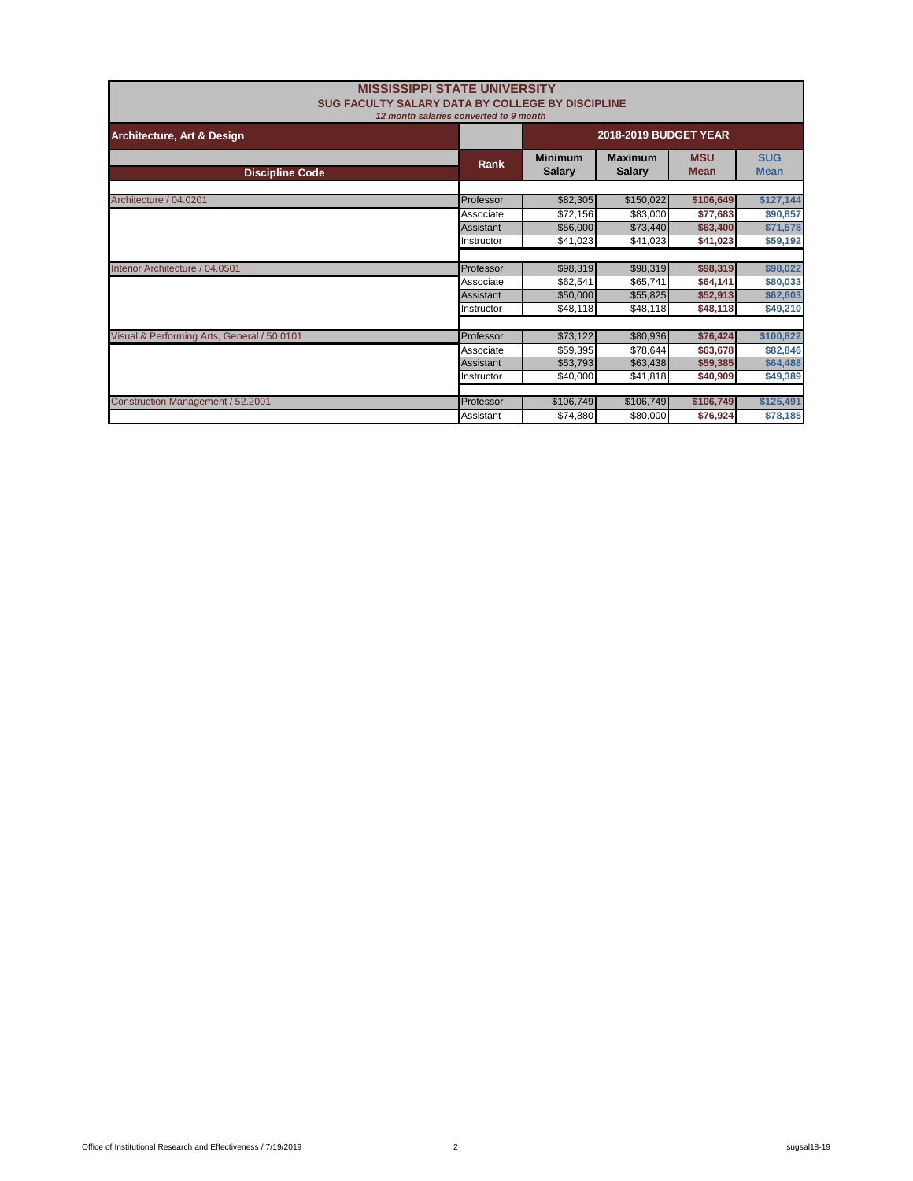# MISSISSIPPI STATE UNIVERSITY

## SUG FACULTY SALARY DATA BY COLLEGE BY DISCIPLINE

*12 month salaries converted to 9 month*

| Architecture, Art & Design | | 2018-2019 BUDGET YEAR | | | |
|---|---|---|---|---|---|
| **Discipline Code** | **Rank** | **Minimum Salary** | **Maximum Salary** | **MSU Mean** | **SUG Mean** |
| Architecture / 04.0201 | Professor | $82,305 | $150,022 | **$106,649** | **$127,144** |
| | Associate | $72,156 | $83,000 | **$77,683** | **$90,857** |
| | Assistant | $56,000 | $73,440 | **$63,400** | **$71,578** |
| | Instructor | $41,023 | $41,023 | **$41,023** | **$59,192** |
| Interior Architecture / 04.0501 | Professor | $98,319 | $98,319 | **$98,319** | **$98,022** |
| | Associate | $62,541 | $65,741 | **$64,141** | **$80,033** |
| | Assistant | $50,000 | $55,825 | **$52,913** | **$62,603** |
| | Instructor | $48,118 | $48,118 | **$48,118** | **$49,210** |
| Visual & Performing Arts, General / 50.0101 | Professor | $73,122 | $80,936 | **$76,424** | **$100,822** |
| | Associate | $59,395 | $78,644 | **$63,678** | **$82,846** |
| | Assistant | $53,793 | $63,438 | **$59,385** | **$64,488** |
| | Instructor | $40,000 | $41,818 | **$40,909** | **$49,389** |
| Construction Management / 52.2001 | Professor | $106,749 | $106,749 | **$106,749** | **$125,491** |
| | Assistant | $74,880 | $80,000 | **$76,924** | **$78,185** |

Office of Institutional Research and Effectiveness / 7/19/2019 sugsal18-19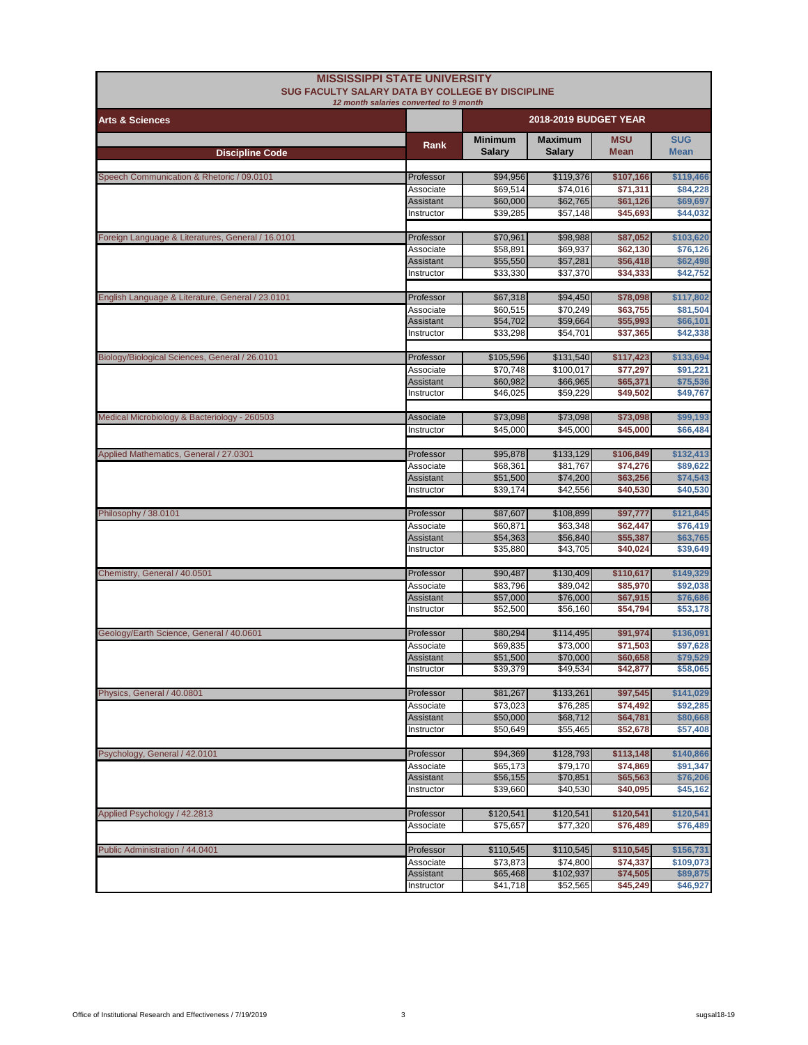# MISSISSIPPI STATE UNIVERSITY

## SUG FACULTY SALARY DATA BY COLLEGE BY DISCIPLINE

*12 month salaries converted to 9 month*

| Arts & Sciences | | 2018-2019 BUDGET YEAR | | | |
|---|---|---|---|---|---|
| **Discipline Code** | **Rank** | **Minimum Salary** | **Maximum Salary** | **MSU Mean** | **SUG Mean** |
| Speech Communication & Rhetoric / 09.0101 | Professor | $94,956 | $119,376 | $107,166 | $119,466 |
| | Associate | $69,514 | $74,016 | $71,311 | $84,228 |
| | Assistant | $60,000 | $62,765 | $61,126 | $69,697 |
| | Instructor | $39,285 | $57,148 | $45,693 | $44,032 |
| Foreign Language & Literatures, General / 16.0101 | Professor | $70,961 | $98,988 | $87,052 | $103,620 |
| | Associate | $58,891 | $69,937 | $62,130 | $76,126 |
| | Assistant | $55,550 | $57,281 | $56,418 | $62,498 |
| | Instructor | $33,330 | $37,370 | $34,333 | $42,752 |
| English Language & Literature, General / 23.0101 | Professor | $67,318 | $94,450 | $78,098 | $117,802 |
| | Associate | $60,515 | $70,249 | $63,755 | $81,504 |
| | Assistant | $54,702 | $59,664 | $55,993 | $66,101 |
| | Instructor | $33,298 | $54,701 | $37,365 | $42,338 |
| Biology/Biological Sciences, General / 26.0101 | Professor | $105,596 | $131,540 | $117,423 | $133,694 |
| | Associate | $70,748 | $100,017 | $77,297 | $91,221 |
| | Assistant | $60,982 | $66,965 | $65,371 | $75,536 |
| | Instructor | $46,025 | $59,229 | $49,502 | $49,767 |
| Medical Microbiology & Bacteriology - 260503 | Associate | $73,098 | $73,098 | $73,098 | $99,193 |
| | Instructor | $45,000 | $45,000 | $45,000 | $66,484 |
| Applied Mathematics, General / 27.0301 | Professor | $95,878 | $133,129 | $106,849 | $132,413 |
| | Associate | $68,361 | $81,767 | $74,276 | $89,622 |
| | Assistant | $51,500 | $74,200 | $63,256 | $74,543 |
| | Instructor | $39,174 | $42,556 | $40,530 | $40,530 |
| Philosophy / 38.0101 | Professor | $87,607 | $108,899 | $97,777 | $121,845 |
| | Associate | $60,871 | $63,348 | $62,447 | $76,419 |
| | Assistant | $54,363 | $56,840 | $55,387 | $63,765 |
| | Instructor | $35,880 | $43,705 | $40,024 | $39,649 |
| Chemistry, General / 40.0501 | Professor | $90,487 | $130,409 | $110,617 | $149,329 |
| | Associate | $83,796 | $89,042 | $85,970 | $92,038 |
| | Assistant | $57,000 | $76,000 | $67,915 | $76,686 |
| | Instructor | $52,500 | $56,160 | $54,794 | $53,178 |
| Geology/Earth Science, General / 40.0601 | Professor | $80,294 | $114,495 | $91,974 | $136,091 |
| | Associate | $69,835 | $73,000 | $71,503 | $97,628 |
| | Assistant | $51,500 | $70,000 | $60,658 | $79,529 |
| | Instructor | $39,379 | $49,534 | $42,877 | $58,065 |
| Physics, General / 40.0801 | Professor | $81,267 | $133,261 | $97,545 | $141,029 |
| | Associate | $73,023 | $76,285 | $74,492 | $92,285 |
| | Assistant | $50,000 | $68,712 | $64,781 | $80,668 |
| | Instructor | $50,649 | $55,465 | $52,678 | $57,408 |
| Psychology, General / 42.0101 | Professor | $94,369 | $128,793 | $113,148 | $140,866 |
| | Associate | $65,173 | $79,170 | $74,869 | $91,347 |
| | Assistant | $56,155 | $70,851 | $65,563 | $76,206 |
| | Instructor | $39,660 | $40,530 | $40,095 | $45,162 |
| Applied Psychology / 42.2813 | Professor | $120,541 | $120,541 | $120,541 | $120,541 |
| | Associate | $75,657 | $77,320 | $76,489 | $76,489 |
| Public Administration / 44.0401 | Professor | $110,545 | $110,545 | $110,545 | $156,731 |
| | Associate | $73,873 | $74,800 | $74,337 | $109,073 |
| | Assistant | $65,468 | $102,937 | $74,505 | $89,875 |
| | Instructor | $41,718 | $52,565 | $45,249 | $46,927 |

Office of Institutional Research and Effectiveness / 7/19/2019 — sugsal18-19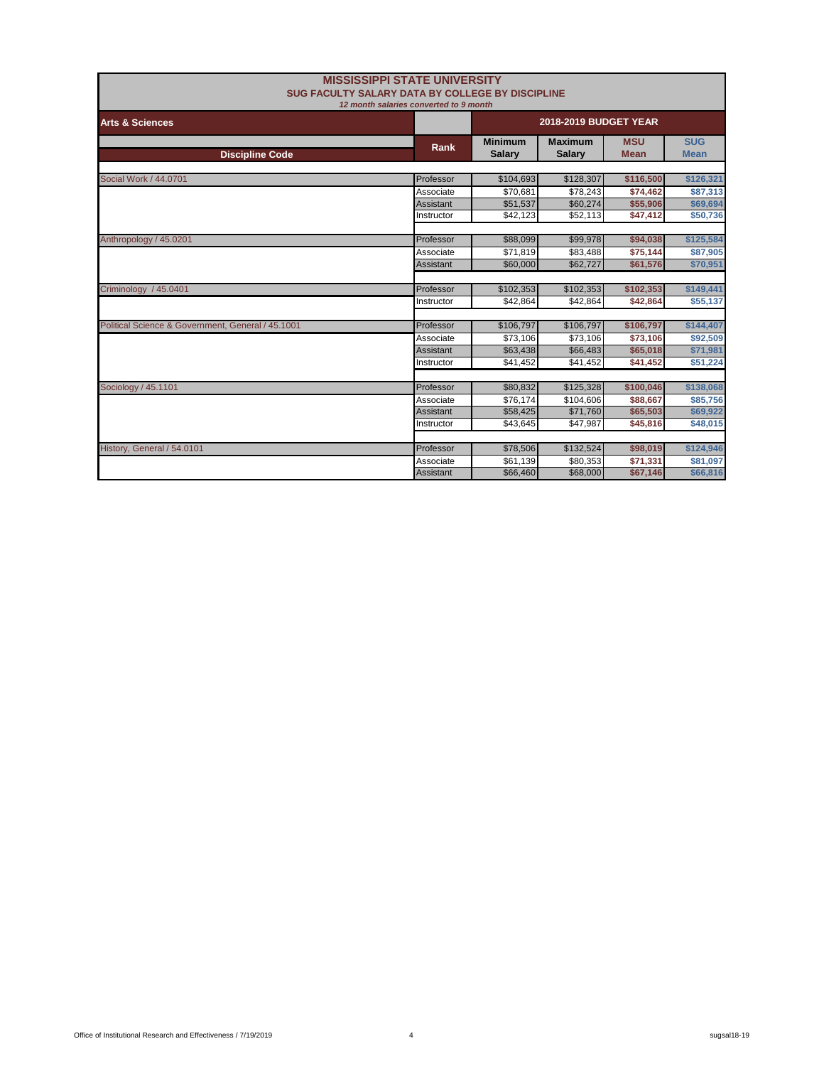# MISSISSIPPI STATE UNIVERSITY

## SUG FACULTY SALARY DATA BY COLLEGE BY DISCIPLINE

*12 month salaries converted to 9 month*

| Arts & Sciences | | 2018-2019 BUDGET YEAR | | | |
|---|---|---|---|---|---|
| Discipline Code | Rank | Minimum Salary | Maximum Salary | MSU Mean | SUG Mean |
| Social Work / 44.0701 | Professor | $104,693 | $128,307 | $116,500 | $126,321 |
| | Associate | $70,681 | $78,243 | $74,462 | $87,313 |
| | Assistant | $51,537 | $60,274 | $55,906 | $69,694 |
| | Instructor | $42,123 | $52,113 | $47,412 | $50,736 |
| Anthropology / 45.0201 | Professor | $88,099 | $99,978 | $94,038 | $125,584 |
| | Associate | $71,819 | $83,488 | $75,144 | $87,905 |
| | Assistant | $60,000 | $62,727 | $61,576 | $70,951 |
| Criminology / 45.0401 | Professor | $102,353 | $102,353 | $102,353 | $149,441 |
| | Instructor | $42,864 | $42,864 | $42,864 | $55,137 |
| Political Science & Government, General / 45.1001 | Professor | $106,797 | $106,797 | $106,797 | $144,407 |
| | Associate | $73,106 | $73,106 | $73,106 | $92,509 |
| | Assistant | $63,438 | $66,483 | $65,018 | $71,981 |
| | Instructor | $41,452 | $41,452 | $41,452 | $51,224 |
| Sociology / 45.1101 | Professor | $80,832 | $125,328 | $100,046 | $138,068 |
| | Associate | $76,174 | $104,606 | $88,667 | $85,756 |
| | Assistant | $58,425 | $71,760 | $65,503 | $69,922 |
| | Instructor | $43,645 | $47,987 | $45,816 | $48,015 |
| History, General / 54.0101 | Professor | $78,506 | $132,524 | $98,019 | $124,946 |
| | Associate | $61,139 | $80,353 | $71,331 | $81,097 |
| | Assistant | $66,460 | $68,000 | $67,146 | $66,816 |

Office of Institutional Research and Effectiveness / 7/19/2019 sugsal18-19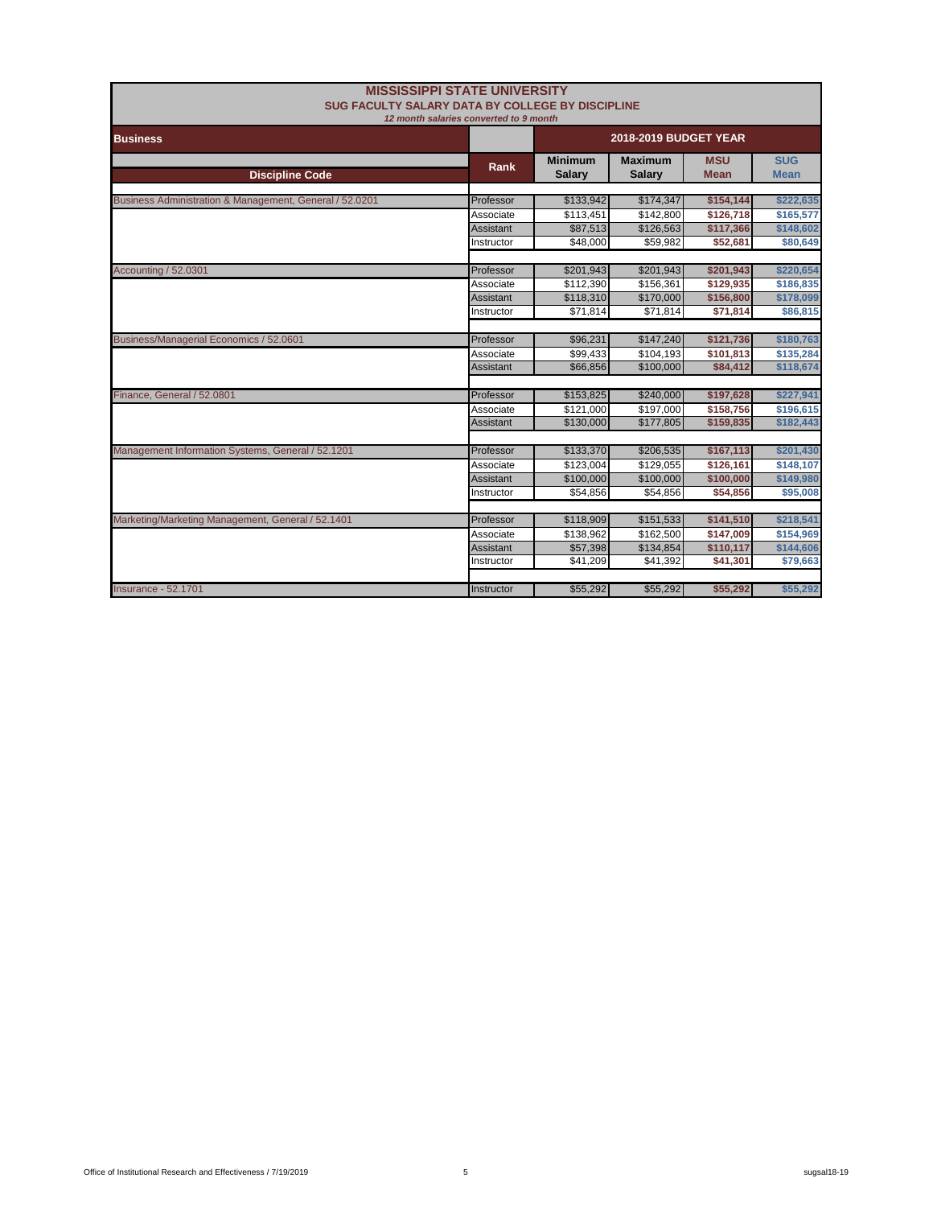# MISSISSIPPI STATE UNIVERSITY

## SUG FACULTY SALARY DATA BY COLLEGE BY DISCIPLINE

*12 month salaries converted to 9 month*

| Business | | 2018-2019 BUDGET YEAR | | | |
|---|---|---|---|---|---|
| Discipline Code | Rank | Minimum Salary | Maximum Salary | MSU Mean | SUG Mean |
| Business Administration & Management, General / 52.0201 | Professor | $133,942 | $174,347 | $154,144 | $222,635 |
| | Associate | $113,451 | $142,800 | $126,718 | $165,577 |
| | Assistant | $87,513 | $126,563 | $117,366 | $148,602 |
| | Instructor | $48,000 | $59,982 | $52,681 | $80,649 |
| Accounting / 52.0301 | Professor | $201,943 | $201,943 | $201,943 | $220,654 |
| | Associate | $112,390 | $156,361 | $129,935 | $186,835 |
| | Assistant | $118,310 | $170,000 | $156,800 | $178,099 |
| | Instructor | $71,814 | $71,814 | $71,814 | $86,815 |
| Business/Managerial Economics / 52.0601 | Professor | $96,231 | $147,240 | $121,736 | $180,763 |
| | Associate | $99,433 | $104,193 | $101,813 | $135,284 |
| | Assistant | $66,856 | $100,000 | $84,412 | $118,674 |
| Finance, General / 52.0801 | Professor | $153,825 | $240,000 | $197,628 | $227,941 |
| | Associate | $121,000 | $197,000 | $158,756 | $196,615 |
| | Assistant | $130,000 | $177,805 | $159,835 | $182,443 |
| Management Information Systems, General / 52.1201 | Professor | $133,370 | $206,535 | $167,113 | $201,430 |
| | Associate | $123,004 | $129,055 | $126,161 | $148,107 |
| | Assistant | $100,000 | $100,000 | $100,000 | $149,980 |
| | Instructor | $54,856 | $54,856 | $54,856 | $95,008 |
| Marketing/Marketing Management, General / 52.1401 | Professor | $118,909 | $151,533 | $141,510 | $218,541 |
| | Associate | $138,962 | $162,500 | $147,009 | $154,969 |
| | Assistant | $57,398 | $134,854 | $110,117 | $144,606 |
| | Instructor | $41,209 | $41,392 | $41,301 | $79,663 |
| Insurance - 52.1701 | Instructor | $55,292 | $55,292 | $55,292 | $55,292 |

Office of Institutional Research and Effectiveness / 7/19/2019 sugsal18-19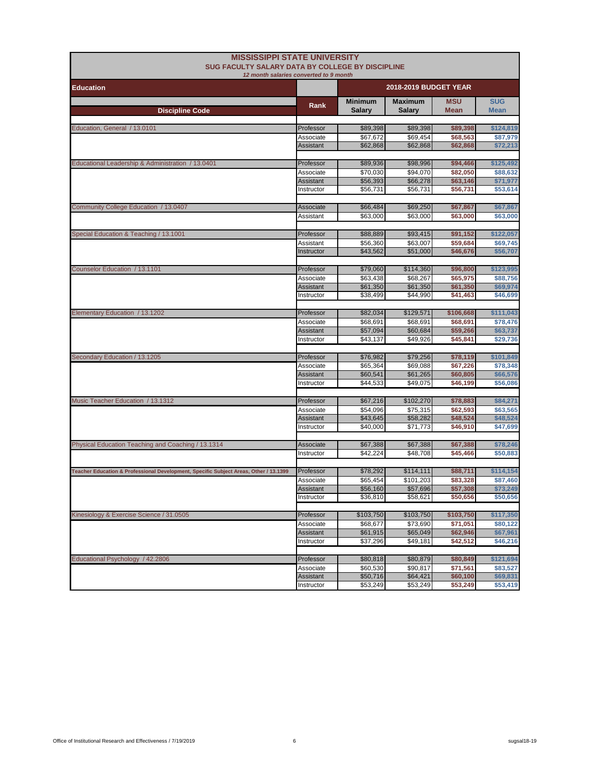# MISSISSIPPI STATE UNIVERSITY

## SUG FACULTY SALARY DATA BY COLLEGE BY DISCIPLINE

*12 month salaries converted to 9 month*

| Education | | 2018-2019 BUDGET YEAR | | | |
|---|---|---|---|---|---|
| **Discipline Code** | **Rank** | **Minimum Salary** | **Maximum Salary** | **MSU Mean** | **SUG Mean** |
| Education, General / 13.0101 | Professor | $89,398 | $89,398 | $89,398 | $124,819 |
| | Associate | $67,672 | $69,454 | $68,563 | $87,979 |
| | Assistant | $62,868 | $62,868 | $62,868 | $72,213 |
| Educational Leadership & Administration / 13.0401 | Professor | $89,936 | $98,996 | $94,466 | $125,492 |
| | Associate | $70,030 | $94,070 | $82,050 | $88,632 |
| | Assistant | $56,393 | $66,278 | $63,146 | $71,977 |
| | Instructor | $56,731 | $56,731 | $56,731 | $53,614 |
| Community College Education / 13.0407 | Associate | $66,484 | $69,250 | $67,867 | $67,867 |
| | Assistant | $63,000 | $63,000 | $63,000 | $63,000 |
| Special Education & Teaching / 13.1001 | Professor | $88,889 | $93,415 | $91,152 | $122,057 |
| | Assistant | $56,360 | $63,007 | $59,684 | $69,745 |
| | Instructor | $43,562 | $51,000 | $46,676 | $56,707 |
| Counselor Education / 13.1101 | Professor | $79,060 | $114,360 | $96,800 | $123,995 |
| | Associate | $63,438 | $68,267 | $65,975 | $88,756 |
| | Assistant | $61,350 | $61,350 | $61,350 | $69,974 |
| | Instructor | $38,499 | $44,990 | $41,463 | $46,699 |
| Elementary Education / 13.1202 | Professor | $82,034 | $129,571 | $106,668 | $111,043 |
| | Associate | $68,691 | $68,691 | $68,691 | $78,476 |
| | Assistant | $57,094 | $60,684 | $59,266 | $63,737 |
| | Instructor | $43,137 | $49,926 | $45,841 | $29,736 |
| Secondary Education / 13.1205 | Professor | $76,982 | $79,256 | $78,119 | $101,849 |
| | Associate | $65,364 | $69,088 | $67,226 | $78,348 |
| | Assistant | $60,541 | $61,265 | $60,805 | $66,576 |
| | Instructor | $44,533 | $49,075 | $46,199 | $56,086 |
| Music Teacher Education / 13.1312 | Professor | $67,216 | $102,270 | $78,883 | $84,271 |
| | Associate | $54,096 | $75,315 | $62,593 | $63,565 |
| | Assistant | $43,645 | $58,282 | $48,524 | $48,524 |
| | Instructor | $40,000 | $71,773 | $46,910 | $47,699 |
| Physical Education Teaching and Coaching / 13.1314 | Associate | $67,388 | $67,388 | $67,388 | $78,246 |
| | Instructor | $42,224 | $48,708 | $45,466 | $50,883 |
| Teacher Education & Professional Development, Specific Subject Areas, Other / 13.1399 | Professor | $78,292 | $114,111 | $88,711 | $114,154 |
| | Associate | $65,454 | $101,203 | $83,328 | $87,460 |
| | Assistant | $56,160 | $57,696 | $57,308 | $73,249 |
| | Instructor | $36,810 | $58,621 | $50,656 | $50,656 |
| Kinesiology & Exercise Science / 31.0505 | Professor | $103,750 | $103,750 | $103,750 | $117,350 |
| | Associate | $68,677 | $73,690 | $71,051 | $80,122 |
| | Assistant | $61,915 | $65,049 | $62,946 | $67,961 |
| | Instructor | $37,296 | $49,181 | $42,512 | $46,216 |
| Educational Psychology / 42.2806 | Professor | $80,818 | $80,879 | $80,849 | $121,694 |
| | Associate | $60,530 | $90,817 | $71,561 | $83,527 |
| | Assistant | $50,716 | $64,421 | $60,100 | $69,831 |
| | Instructor | $53,249 | $53,249 | $53,249 | $53,419 |

Office of Institutional Research and Effectiveness / 7/19/2019 sugsal18-19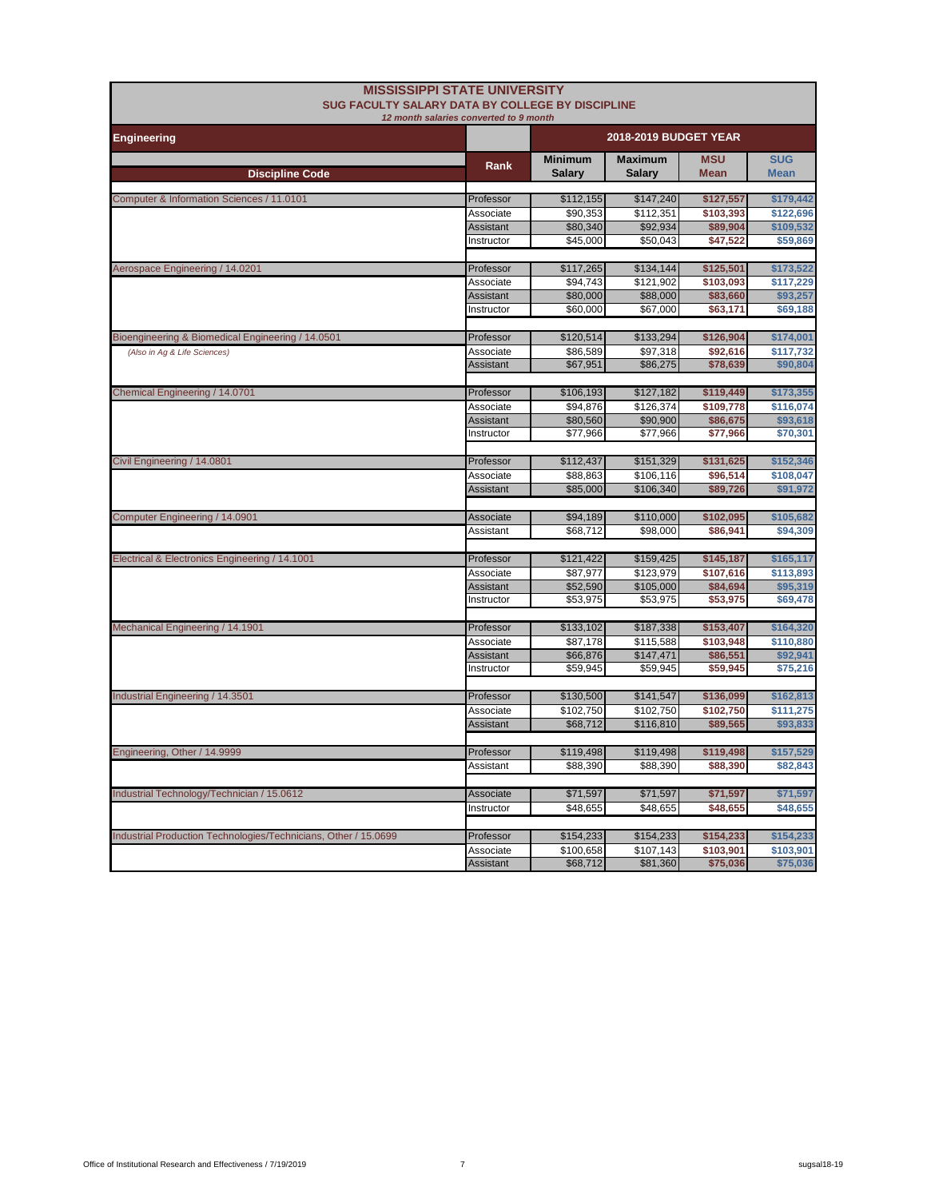# MISSISSIPPI STATE UNIVERSITY

## SUG FACULTY SALARY DATA BY COLLEGE BY DISCIPLINE

*12 month salaries converted to 9 month*

| Engineering | | 2018-2019 BUDGET YEAR | | | |
|---|---|---|---|---|---|
| **Discipline Code** | **Rank** | **Minimum Salary** | **Maximum Salary** | **MSU Mean** | **SUG Mean** |
| Computer & Information Sciences / 11.0101 | Professor | $112,155 | $147,240 | $127,557 | $179,442 |
| | Associate | $90,353 | $112,351 | $103,393 | $122,696 |
| | Assistant | $80,340 | $92,934 | $89,904 | $109,532 |
| | Instructor | $45,000 | $50,043 | $47,522 | $59,869 |
| Aerospace Engineering / 14.0201 | Professor | $117,265 | $134,144 | $125,501 | $173,522 |
| | Associate | $94,743 | $121,902 | $103,093 | $117,229 |
| | Assistant | $80,000 | $88,000 | $83,660 | $93,257 |
| | Instructor | $60,000 | $67,000 | $63,171 | $69,188 |
| Bioengineering & Biomedical Engineering / 14.0501 | Professor | $120,514 | $133,294 | $126,904 | $174,001 |
| *(Also in Ag & Life Sciences)* | Associate | $86,589 | $97,318 | $92,616 | $117,732 |
| | Assistant | $67,951 | $86,275 | $78,639 | $90,804 |
| Chemical Engineering / 14.0701 | Professor | $106,193 | $127,182 | $119,449 | $173,355 |
| | Associate | $94,876 | $126,374 | $109,778 | $116,074 |
| | Assistant | $80,560 | $90,900 | $86,675 | $93,618 |
| | Instructor | $77,966 | $77,966 | $77,966 | $70,301 |
| Civil Engineering / 14.0801 | Professor | $112,437 | $151,329 | $131,625 | $152,346 |
| | Associate | $88,863 | $106,116 | $96,514 | $108,047 |
| | Assistant | $85,000 | $106,340 | $89,726 | $91,972 |
| Computer Engineering / 14.0901 | Associate | $94,189 | $110,000 | $102,095 | $105,682 |
| | Assistant | $68,712 | $98,000 | $86,941 | $94,309 |
| Electrical & Electronics Engineering / 14.1001 | Professor | $121,422 | $159,425 | $145,187 | $165,117 |
| | Associate | $87,977 | $123,979 | $107,616 | $113,893 |
| | Assistant | $52,590 | $105,000 | $84,694 | $95,319 |
| | Instructor | $53,975 | $53,975 | $53,975 | $69,478 |
| Mechanical Engineering / 14.1901 | Professor | $133,102 | $187,338 | $153,407 | $164,320 |
| | Associate | $87,178 | $115,588 | $103,948 | $110,880 |
| | Assistant | $66,876 | $147,471 | $86,551 | $92,941 |
| | Instructor | $59,945 | $59,945 | $59,945 | $75,216 |
| Industrial Engineering / 14.3501 | Professor | $130,500 | $141,547 | $136,099 | $162,813 |
| | Associate | $102,750 | $102,750 | $102,750 | $111,275 |
| | Assistant | $68,712 | $116,810 | $89,565 | $93,833 |
| Engineering, Other / 14.9999 | Professor | $119,498 | $119,498 | $119,498 | $157,529 |
| | Assistant | $88,390 | $88,390 | $88,390 | $82,843 |
| Industrial Technology/Technician / 15.0612 | Associate | $71,597 | $71,597 | $71,597 | $71,597 |
| | Instructor | $48,655 | $48,655 | $48,655 | $48,655 |
| Industrial Production Technologies/Technicians, Other / 15.0699 | Professor | $154,233 | $154,233 | $154,233 | $154,233 |
| | Associate | $100,658 | $107,143 | $103,901 | $103,901 |
| | Assistant | $68,712 | $81,360 | $75,036 | $75,036 |

Office of Institutional Research and Effectiveness / 7/19/2019 sugsal18-19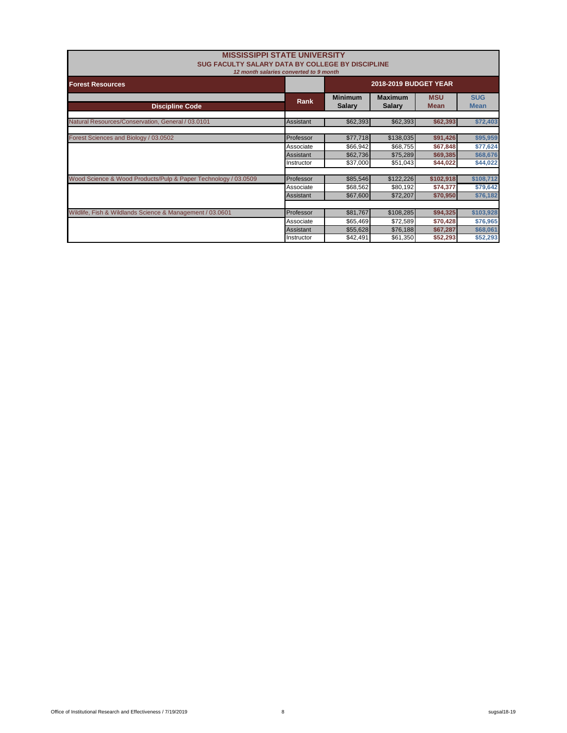# MISSISSIPPI STATE UNIVERSITY

## SUG FACULTY SALARY DATA BY COLLEGE BY DISCIPLINE

*12 month salaries converted to 9 month*

| Forest Resources | | 2018-2019 BUDGET YEAR | | | |
|---|---|---|---|---|---|
| **Discipline Code** | **Rank** | **Minimum Salary** | **Maximum Salary** | **MSU Mean** | **SUG Mean** |
| Natural Resources/Conservation, General / 03.0101 | Assistant | $62,393 | $62,393 | **$62,393** | **$72,403** |
| Forest Sciences and Biology / 03.0502 | Professor | $77,718 | $138,035 | **$91,426** | **$95,959** |
| | Associate | $66,942 | $68,755 | **$67,848** | **$77,624** |
| | Assistant | $62,736 | $75,289 | **$69,385** | **$68,676** |
| | Instructor | $37,000 | $51,043 | **$44,022** | **$44,022** |
| Wood Science & Wood Products/Pulp & Paper Technology / 03.0509 | Professor | $85,546 | $122,226 | **$102,918** | **$108,712** |
| | Associate | $68,562 | $80,192 | **$74,377** | **$79,642** |
| | Assistant | $67,600 | $72,207 | **$70,950** | **$76,182** |
| Wildlife, Fish & Wildlands Science & Management / 03.0601 | Professor | $81,767 | $108,285 | **$94,325** | **$103,928** |
| | Associate | $65,469 | $72,589 | **$70,428** | **$76,965** |
| | Assistant | $55,628 | $76,188 | **$67,287** | **$68,061** |
| | Instructor | $42,491 | $61,350 | **$52,293** | **$52,293** |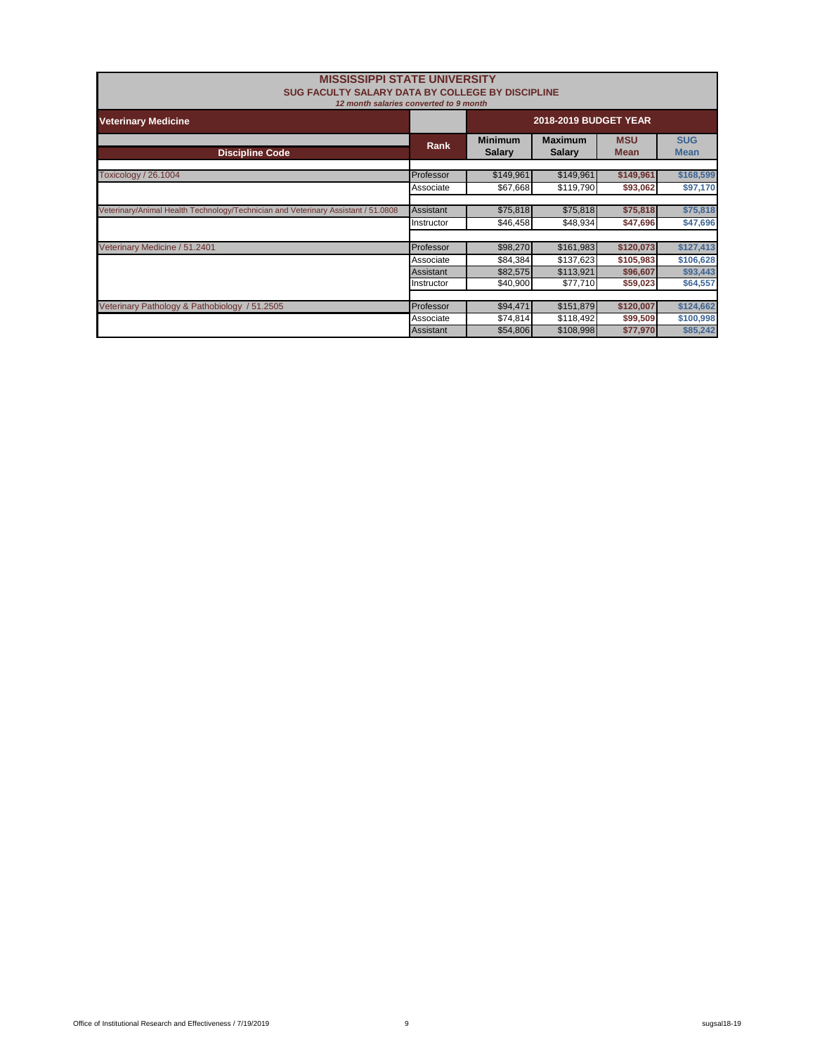# MISSISSIPPI STATE UNIVERSITY

## SUG FACULTY SALARY DATA BY COLLEGE BY DISCIPLINE

*12 month salaries converted to 9 month*

| Veterinary Medicine | | 2018-2019 BUDGET YEAR | | | |
|---|---|---|---|---|---|
| **Discipline Code** | **Rank** | **Minimum Salary** | **Maximum Salary** | **MSU Mean** | **SUG Mean** |
| Toxicology / 26.1004 | Professor | $149,961 | $149,961 | $149,961 | $168,599 |
| | Associate | $67,668 | $119,790 | $93,062 | $97,170 |
| Veterinary/Animal Health Technology/Technician and Veterinary Assistant / 51.0808 | Assistant | $75,818 | $75,818 | $75,818 | $75,818 |
| | Instructor | $46,458 | $48,934 | $47,696 | $47,696 |
| Veterinary Medicine / 51.2401 | Professor | $98,270 | $161,983 | $120,073 | $127,413 |
| | Associate | $84,384 | $137,623 | $105,983 | $106,628 |
| | Assistant | $82,575 | $113,921 | $96,607 | $93,443 |
| | Instructor | $40,900 | $77,710 | $59,023 | $64,557 |
| Veterinary Pathology & Pathobiology / 51.2505 | Professor | $94,471 | $151,879 | $120,007 | $124,662 |
| | Associate | $74,814 | $118,492 | $99,509 | $100,998 |
| | Assistant | $54,806 | $108,998 | $77,970 | $85,242 |

Office of Institutional Research and Effectiveness / 7/19/2019

sugsal18-19